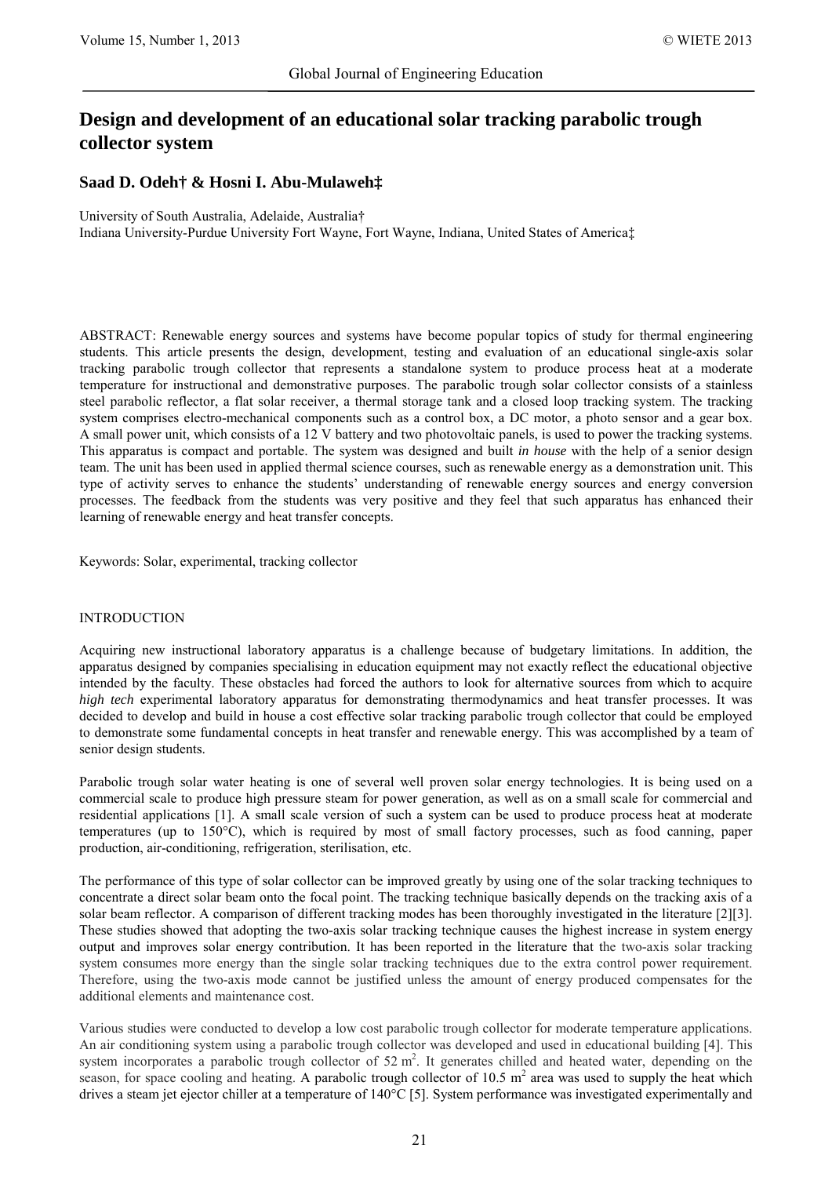# Design and development of an educational solar tracking parabolic trough collector system

**Saad D. Odeh† & Hosni I. Abu-Mulaweh‡**

University of South Australia, Adelaide, Australia†
Indiana University-Purdue University Fort Wayne, Fort Wayne, Indiana, United States of America‡

ABSTRACT: Renewable energy sources and systems have become popular topics of study for thermal engineering students. This article presents the design, development, testing and evaluation of an educational single-axis solar tracking parabolic trough collector that represents a standalone system to produce process heat at a moderate temperature for instructional and demonstrative purposes. The parabolic trough solar collector consists of a stainless steel parabolic reflector, a flat solar receiver, a thermal storage tank and a closed loop tracking system. The tracking system comprises electro-mechanical components such as a control box, a DC motor, a photo sensor and a gear box. A small power unit, which consists of a 12 V battery and two photovoltaic panels, is used to power the tracking systems. This apparatus is compact and portable. The system was designed and built *in house* with the help of a senior design team. The unit has been used in applied thermal science courses, such as renewable energy as a demonstration unit. This type of activity serves to enhance the students' understanding of renewable energy sources and energy conversion processes. The feedback from the students was very positive and they feel that such apparatus has enhanced their learning of renewable energy and heat transfer concepts.

Keywords: Solar, experimental, tracking collector

## INTRODUCTION

Acquiring new instructional laboratory apparatus is a challenge because of budgetary limitations. In addition, the apparatus designed by companies specialising in education equipment may not exactly reflect the educational objective intended by the faculty. These obstacles had forced the authors to look for alternative sources from which to acquire *high tech* experimental laboratory apparatus for demonstrating thermodynamics and heat transfer processes. It was decided to develop and build in house a cost effective solar tracking parabolic trough collector that could be employed to demonstrate some fundamental concepts in heat transfer and renewable energy. This was accomplished by a team of senior design students.

Parabolic trough solar water heating is one of several well proven solar energy technologies. It is being used on a commercial scale to produce high pressure steam for power generation, as well as on a small scale for commercial and residential applications [1]. A small scale version of such a system can be used to produce process heat at moderate temperatures (up to 150°C), which is required by most of small factory processes, such as food canning, paper production, air-conditioning, refrigeration, sterilisation, etc.

The performance of this type of solar collector can be improved greatly by using one of the solar tracking techniques to concentrate a direct solar beam onto the focal point. The tracking technique basically depends on the tracking axis of a solar beam reflector. A comparison of different tracking modes has been thoroughly investigated in the literature [2][3]. These studies showed that adopting the two-axis solar tracking technique causes the highest increase in system energy output and improves solar energy contribution. It has been reported in the literature that the two-axis solar tracking system consumes more energy than the single solar tracking techniques due to the extra control power requirement. Therefore, using the two-axis mode cannot be justified unless the amount of energy produced compensates for the additional elements and maintenance cost.

Various studies were conducted to develop a low cost parabolic trough collector for moderate temperature applications. An air conditioning system using a parabolic trough collector was developed and used in educational building [4]. This system incorporates a parabolic trough collector of 52 $m^2$. It generates chilled and heated water, depending on the season, for space cooling and heating. A parabolic trough collector of 10.5 $m^2$ area was used to supply the heat which drives a steam jet ejector chiller at a temperature of 140°C [5]. System performance was investigated experimentally and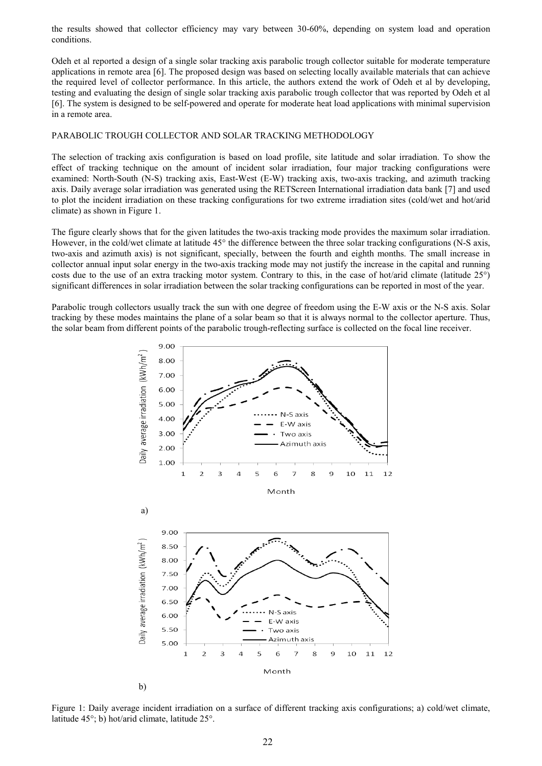the results showed that collector efficiency may vary between 30-60%, depending on system load and operation conditions.

Odeh et al reported a design of a single solar tracking axis parabolic trough collector suitable for moderate temperature applications in remote area [6]. The proposed design was based on selecting locally available materials that can achieve the required level of collector performance. In this article, the authors extend the work of Odeh et al by developing, testing and evaluating the design of single solar tracking axis parabolic trough collector that was reported by Odeh et al [6]. The system is designed to be self-powered and operate for moderate heat load applications with minimal supervision in a remote area.

## PARABOLIC TROUGH COLLECTOR AND SOLAR TRACKING METHODOLOGY

The selection of tracking axis configuration is based on load profile, site latitude and solar irradiation. To show the effect of tracking technique on the amount of incident solar irradiation, four major tracking configurations were examined: North-South (N-S) tracking axis, East-West (E-W) tracking axis, two-axis tracking, and azimuth tracking axis. Daily average solar irradiation was generated using the RETScreen International irradiation data bank [7] and used to plot the incident irradiation on these tracking configurations for two extreme irradiation sites (cold/wet and hot/arid climate) as shown in Figure 1.

The figure clearly shows that for the given latitudes the two-axis tracking mode provides the maximum solar irradiation. However, in the cold/wet climate at latitude 45° the difference between the three solar tracking configurations (N-S axis, two-axis and azimuth axis) is not significant, specially, between the fourth and eighth months. The small increase in collector annual input solar energy in the two-axis tracking mode may not justify the increase in the capital and running costs due to the use of an extra tracking motor system. Contrary to this, in the case of hot/arid climate (latitude 25°) significant differences in solar irradiation between the solar tracking configurations can be reported in most of the year.

Parabolic trough collectors usually track the sun with one degree of freedom using the E-W axis or the N-S axis. Solar tracking by these modes maintains the plane of a solar beam so that it is always normal to the collector aperture. Thus, the solar beam from different points of the parabolic trough-reflecting surface is collected on the focal line receiver.

Figure 1: Daily average incident irradiation on a surface of different tracking axis configurations; a) cold/wet climate, latitude 45°; b) hot/arid climate, latitude 25°.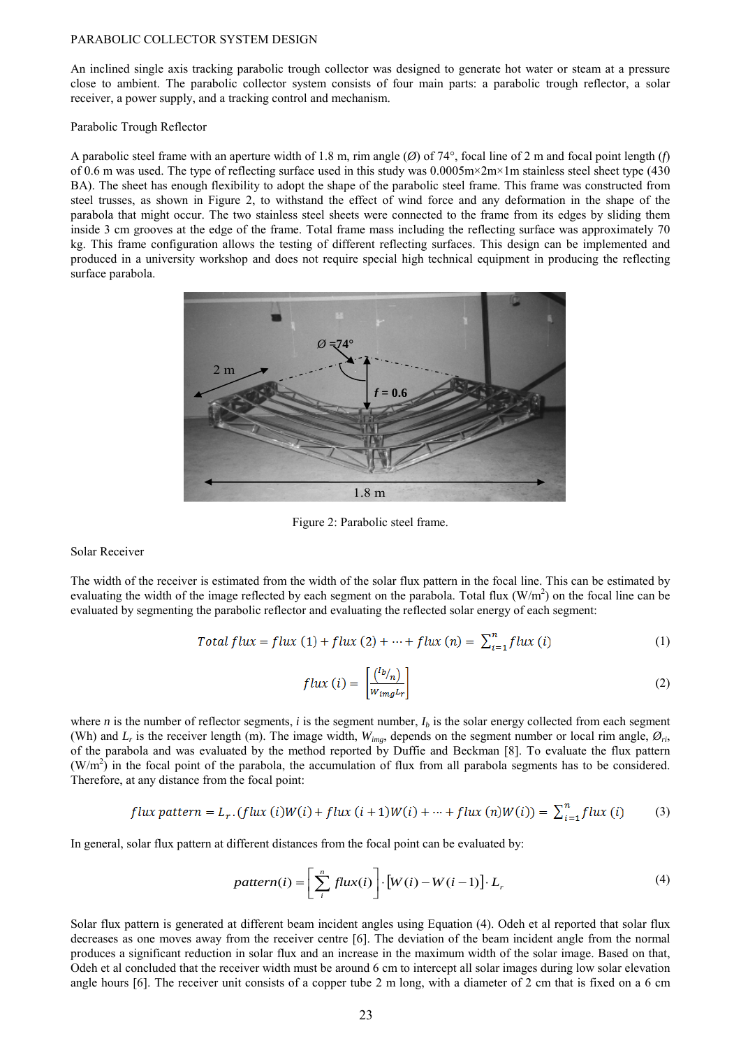PARABOLIC COLLECTOR SYSTEM DESIGN

An inclined single axis tracking parabolic trough collector was designed to generate hot water or steam at a pressure close to ambient. The parabolic collector system consists of four main parts: a parabolic trough reflector, a solar receiver, a power supply, and a tracking control and mechanism.

Parabolic Trough Reflector

A parabolic steel frame with an aperture width of 1.8 m, rim angle (*Ø*) of 74°, focal line of 2 m and focal point length (*f*) of 0.6 m was used. The type of reflecting surface used in this study was 0.0005m×2m×1m stainless steel sheet type (430 BA). The sheet has enough flexibility to adopt the shape of the parabolic steel frame. This frame was constructed from steel trusses, as shown in Figure 2, to withstand the effect of wind force and any deformation in the shape of the parabola that might occur. The two stainless steel sheets were connected to the frame from its edges by sliding them inside 3 cm grooves at the edge of the frame. Total frame mass including the reflecting surface was approximately 70 kg. This frame configuration allows the testing of different reflecting surfaces. This design can be implemented and produced in a university workshop and does not require special high technical equipment in producing the reflecting surface parabola.

Figure 2: Parabolic steel frame.

Solar Receiver

The width of the receiver is estimated from the width of the solar flux pattern in the focal line. This can be estimated by evaluating the width of the image reflected by each segment on the parabola. Total flux (W/m$^2$) on the focal line can be evaluated by segmenting the parabolic reflector and evaluating the reflected solar energy of each segment:

$$Total\ flux = flux\ (1) + flux\ (2) + \cdots + flux\ (n) = \sum_{i=1}^{n} flux\ (i) \tag{1}$$

$$flux\ (i) = \left[\frac{\left(I_b/n\right)}{W_{img} L_r}\right] \tag{2}$$

where *n* is the number of reflector segments, *i* is the segment number, $I_b$ is the solar energy collected from each segment (Wh) and $L_r$ is the receiver length (m). The image width, $W_{img}$, depends on the segment number or local rim angle, $Ø_{ri}$, of the parabola and was evaluated by the method reported by Duffie and Beckman [8]. To evaluate the flux pattern (W/m$^2$) in the focal point of the parabola, the accumulation of flux from all parabola segments has to be considered. Therefore, at any distance from the focal point:

$$flux\ pattern = L_r.(flux\ (i)W(i) + flux\ (i+1)W(i) + \cdots + flux\ (n)W(i)) = \sum_{i=1}^{n} flux\ (i) \tag{3}$$

In general, solar flux pattern at different distances from the focal point can be evaluated by:

$$pattern(i) = \left[\sum_{i}^{n} flux(i)\right] \cdot \left[W(i) - W(i-1)\right] \cdot L_r \tag{4}$$

Solar flux pattern is generated at different beam incident angles using Equation (4). Odeh et al reported that solar flux decreases as one moves away from the receiver centre [6]. The deviation of the beam incident angle from the normal produces a significant reduction in solar flux and an increase in the maximum width of the solar image. Based on that, Odeh et al concluded that the receiver width must be around 6 cm to intercept all solar images during low solar elevation angle hours [6]. The receiver unit consists of a copper tube 2 m long, with a diameter of 2 cm that is fixed on a 6 cm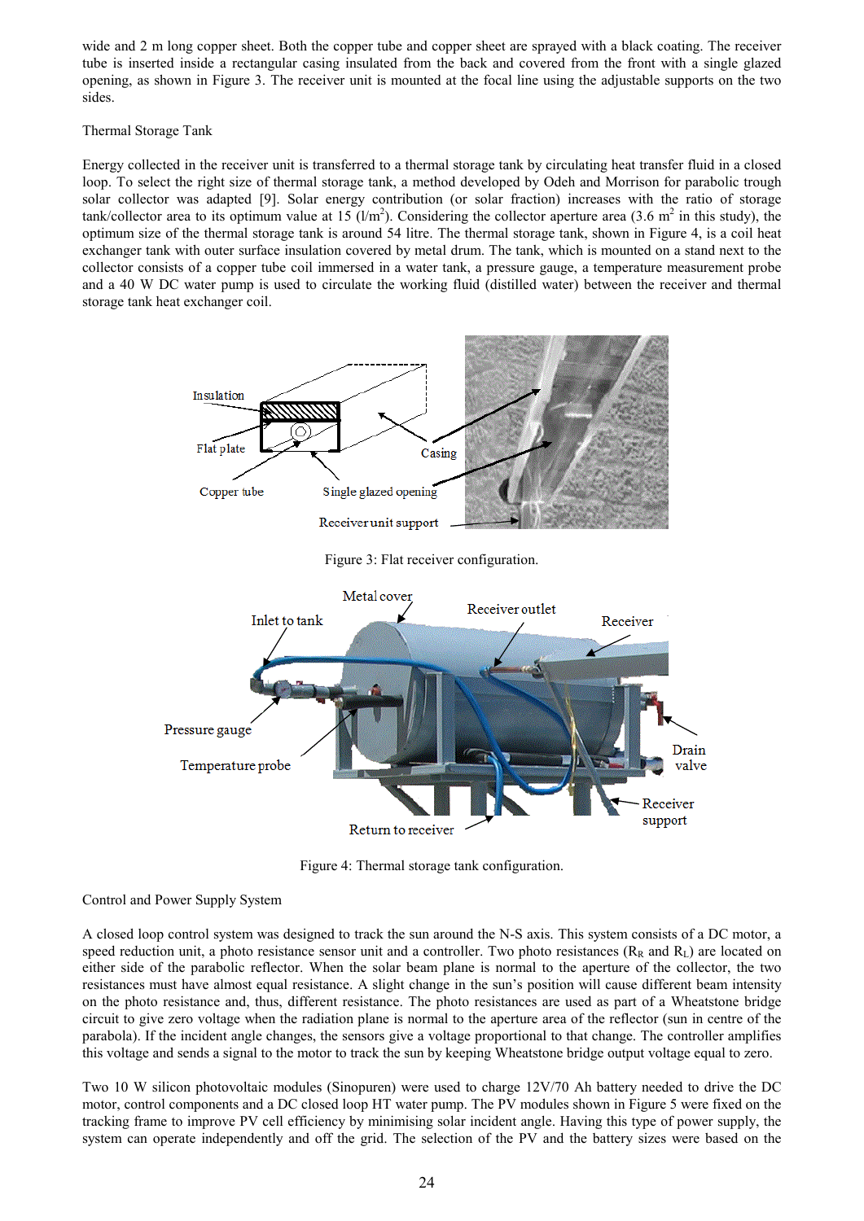wide and 2 m long copper sheet. Both the copper tube and copper sheet are sprayed with a black coating. The receiver tube is inserted inside a rectangular casing insulated from the back and covered from the front with a single glazed opening, as shown in Figure 3. The receiver unit is mounted at the focal line using the adjustable supports on the two sides.

Thermal Storage Tank

Energy collected in the receiver unit is transferred to a thermal storage tank by circulating heat transfer fluid in a closed loop. To select the right size of thermal storage tank, a method developed by Odeh and Morrison for parabolic trough solar collector was adapted [9]. Solar energy contribution (or solar fraction) increases with the ratio of storage tank/collector area to its optimum value at 15 ($l/m^2$). Considering the collector aperture area (3.6 $m^2$ in this study), the optimum size of the thermal storage tank is around 54 litre. The thermal storage tank, shown in Figure 4, is a coil heat exchanger tank with outer surface insulation covered by metal drum. The tank, which is mounted on a stand next to the collector consists of a copper tube coil immersed in a water tank, a pressure gauge, a temperature measurement probe and a 40 W DC water pump is used to circulate the working fluid (distilled water) between the receiver and thermal storage tank heat exchanger coil.

Figure 3: Flat receiver configuration.

Figure 4: Thermal storage tank configuration.

Control and Power Supply System

A closed loop control system was designed to track the sun around the N-S axis. This system consists of a DC motor, a speed reduction unit, a photo resistance sensor unit and a controller. Two photo resistances ($R_R$ and $R_L$) are located on either side of the parabolic reflector. When the solar beam plane is normal to the aperture of the collector, the two resistances must have almost equal resistance. A slight change in the sun's position will cause different beam intensity on the photo resistance and, thus, different resistance. The photo resistances are used as part of a Wheatstone bridge circuit to give zero voltage when the radiation plane is normal to the aperture area of the reflector (sun in centre of the parabola). If the incident angle changes, the sensors give a voltage proportional to that change. The controller amplifies this voltage and sends a signal to the motor to track the sun by keeping Wheatstone bridge output voltage equal to zero.

Two 10 W silicon photovoltaic modules (Sinopuren) were used to charge 12V/70 Ah battery needed to drive the DC motor, control components and a DC closed loop HT water pump. The PV modules shown in Figure 5 were fixed on the tracking frame to improve PV cell efficiency by minimising solar incident angle. Having this type of power supply, the system can operate independently and off the grid. The selection of the PV and the battery sizes were based on the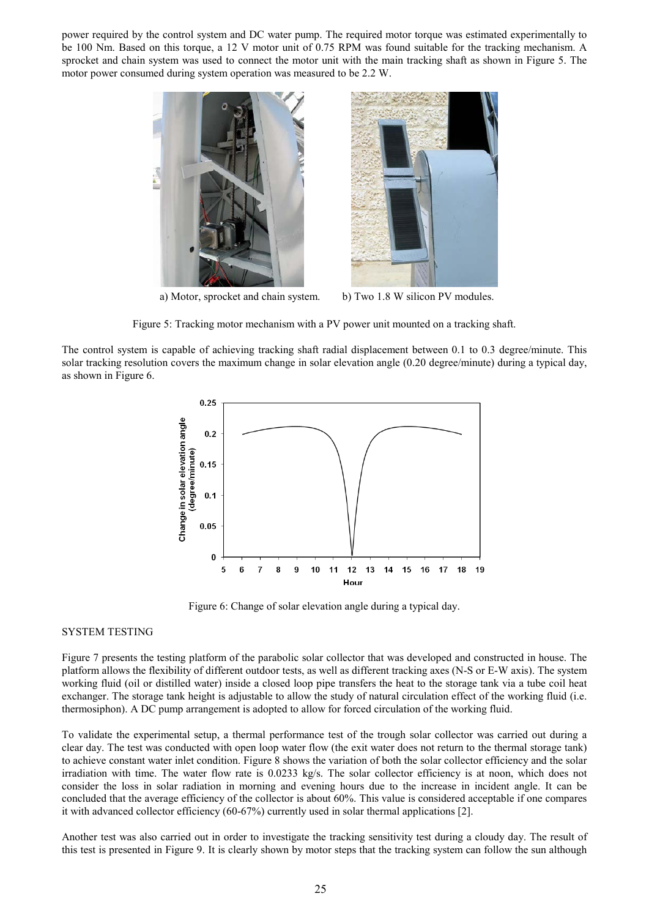power required by the control system and DC water pump. The required motor torque was estimated experimentally to be 100 Nm. Based on this torque, a 12 V motor unit of 0.75 RPM was found suitable for the tracking mechanism. A sprocket and chain system was used to connect the motor unit with the main tracking shaft as shown in Figure 5. The motor power consumed during system operation was measured to be 2.2 W.

a) Motor, sprocket and chain system. b) Two 1.8 W silicon PV modules.

Figure 5: Tracking motor mechanism with a PV power unit mounted on a tracking shaft.

The control system is capable of achieving tracking shaft radial displacement between 0.1 to 0.3 degree/minute. This solar tracking resolution covers the maximum change in solar elevation angle (0.20 degree/minute) during a typical day, as shown in Figure 6.

Figure 6: Change of solar elevation angle during a typical day.

## SYSTEM TESTING

Figure 7 presents the testing platform of the parabolic solar collector that was developed and constructed in house. The platform allows the flexibility of different outdoor tests, as well as different tracking axes (N-S or E-W axis). The system working fluid (oil or distilled water) inside a closed loop pipe transfers the heat to the storage tank via a tube coil heat exchanger. The storage tank height is adjustable to allow the study of natural circulation effect of the working fluid (i.e. thermosiphon). A DC pump arrangement is adopted to allow for forced circulation of the working fluid.

To validate the experimental setup, a thermal performance test of the trough solar collector was carried out during a clear day. The test was conducted with open loop water flow (the exit water does not return to the thermal storage tank) to achieve constant water inlet condition. Figure 8 shows the variation of both the solar collector efficiency and the solar irradiation with time. The water flow rate is 0.0233 kg/s. The solar collector efficiency is at noon, which does not consider the loss in solar radiation in morning and evening hours due to the increase in incident angle. It can be concluded that the average efficiency of the collector is about 60%. This value is considered acceptable if one compares it with advanced collector efficiency (60-67%) currently used in solar thermal applications [2].

Another test was also carried out in order to investigate the tracking sensitivity test during a cloudy day. The result of this test is presented in Figure 9. It is clearly shown by motor steps that the tracking system can follow the sun although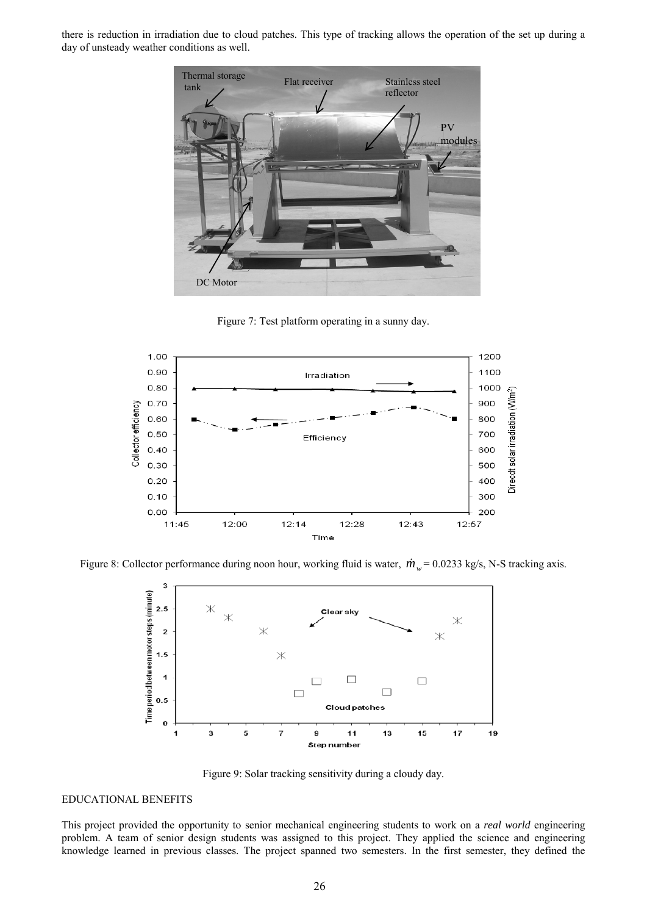there is reduction in irradiation due to cloud patches. This type of tracking allows the operation of the set up during a day of unsteady weather conditions as well.

Figure 7: Test platform operating in a sunny day.

Figure 8: Collector performance during noon hour, working fluid is water, $\dot{m}_w = 0.0233$ kg/s, N-S tracking axis.

Figure 9: Solar tracking sensitivity during a cloudy day.

## EDUCATIONAL BENEFITS

This project provided the opportunity to senior mechanical engineering students to work on a *real world* engineering problem. A team of senior design students was assigned to this project. They applied the science and engineering knowledge learned in previous classes. The project spanned two semesters. In the first semester, they defined the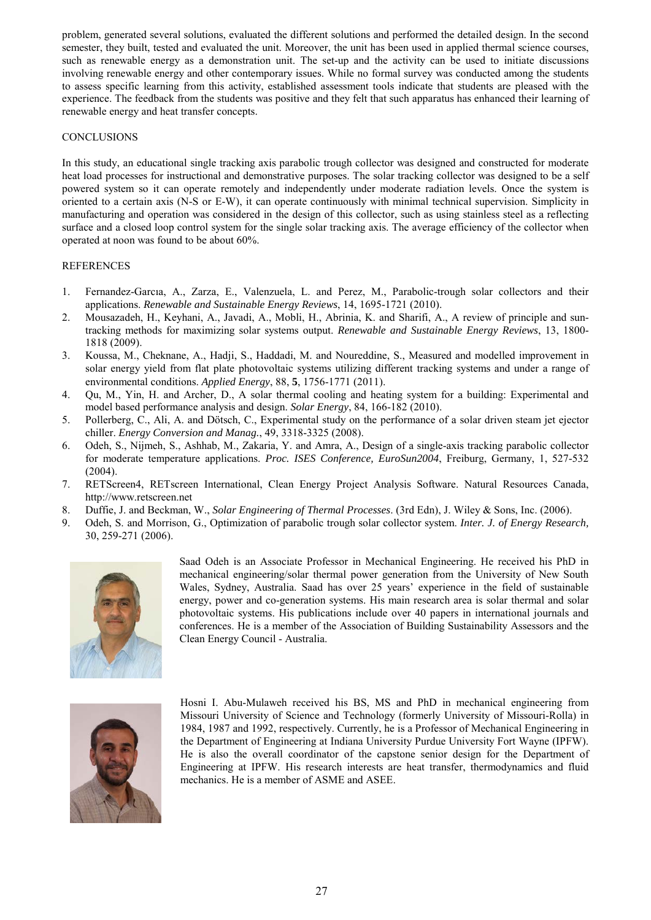problem, generated several solutions, evaluated the different solutions and performed the detailed design. In the second semester, they built, tested and evaluated the unit. Moreover, the unit has been used in applied thermal science courses, such as renewable energy as a demonstration unit. The set-up and the activity can be used to initiate discussions involving renewable energy and other contemporary issues. While no formal survey was conducted among the students to assess specific learning from this activity, established assessment tools indicate that students are pleased with the experience. The feedback from the students was positive and they felt that such apparatus has enhanced their learning of renewable energy and heat transfer concepts.

## CONCLUSIONS

In this study, an educational single tracking axis parabolic trough collector was designed and constructed for moderate heat load processes for instructional and demonstrative purposes. The solar tracking collector was designed to be a self powered system so it can operate remotely and independently under moderate radiation levels. Once the system is oriented to a certain axis (N-S or E-W), it can operate continuously with minimal technical supervision. Simplicity in manufacturing and operation was considered in the design of this collector, such as using stainless steel as a reflecting surface and a closed loop control system for the single solar tracking axis. The average efficiency of the collector when operated at noon was found to be about 60%.

## REFERENCES

1. Fernandez-Garcıa, A., Zarza, E., Valenzuela, L. and Perez, M., Parabolic-trough solar collectors and their applications. *Renewable and Sustainable Energy Reviews*, 14, 1695-1721 (2010).
2. Mousazadeh, H., Keyhani, A., Javadi, A., Mobli, H., Abrinia, K. and Sharifi, A., A review of principle and sun-tracking methods for maximizing solar systems output. *Renewable and Sustainable Energy Reviews*, 13, 1800-1818 (2009).
3. Koussa, M., Cheknane, A., Hadji, S., Haddadi, M. and Noureddine, S., Measured and modelled improvement in solar energy yield from flat plate photovoltaic systems utilizing different tracking systems and under a range of environmental conditions. *Applied Energy*, 88, **5**, 1756-1771 (2011).
4. Qu, M., Yin, H. and Archer, D., A solar thermal cooling and heating system for a building: Experimental and model based performance analysis and design. *Solar Energy*, 84, 166-182 (2010).
5. Pollerberg, C., Ali, A. and Dötsch, C., Experimental study on the performance of a solar driven steam jet ejector chiller. *Energy Conversion and Manag.*, 49, 3318-3325 (2008).
6. Odeh, S., Nijmeh, S., Ashhab, M., Zakaria, Y. and Amra, A., Design of a single-axis tracking parabolic collector for moderate temperature applications. *Proc. ISES Conference, EuroSun2004*, Freiburg, Germany, 1, 527-532 (2004).
7. RETScreen4, RETscreen International, Clean Energy Project Analysis Software. Natural Resources Canada, http://www.retscreen.net
8. Duffie, J. and Beckman, W., *Solar Engineering of Thermal Processes*. (3rd Edn), J. Wiley & Sons, Inc. (2006).
9. Odeh, S. and Morrison, G., Optimization of parabolic trough solar collector system. *Inter. J. of Energy Research,* 30, 259-271 (2006).

Saad Odeh is an Associate Professor in Mechanical Engineering. He received his PhD in mechanical engineering/solar thermal power generation from the University of New South Wales, Sydney, Australia. Saad has over 25 years' experience in the field of sustainable energy, power and co-generation systems. His main research area is solar thermal and solar photovoltaic systems. His publications include over 40 papers in international journals and conferences. He is a member of the Association of Building Sustainability Assessors and the Clean Energy Council - Australia.

Hosni I. Abu-Mulaweh received his BS, MS and PhD in mechanical engineering from Missouri University of Science and Technology (formerly University of Missouri-Rolla) in 1984, 1987 and 1992, respectively. Currently, he is a Professor of Mechanical Engineering in the Department of Engineering at Indiana University Purdue University Fort Wayne (IPFW). He is also the overall coordinator of the capstone senior design for the Department of Engineering at IPFW. His research interests are heat transfer, thermodynamics and fluid mechanics. He is a member of ASME and ASEE.